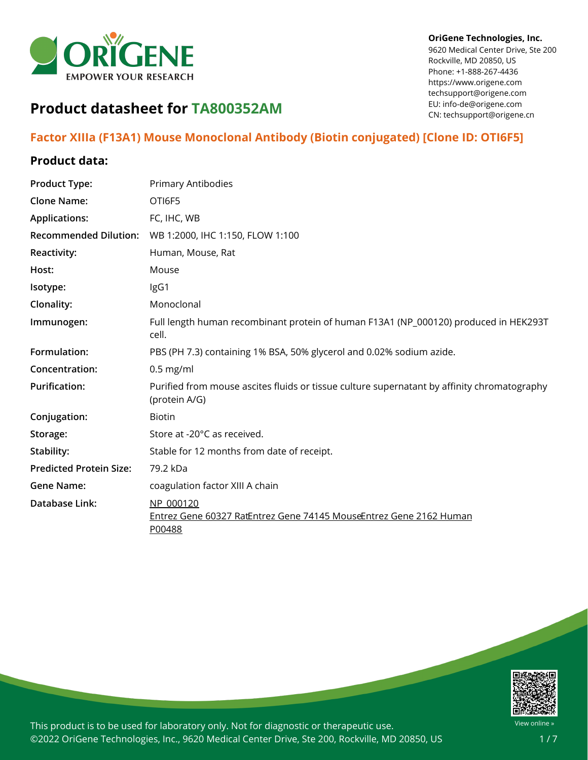OriGene Technologies, Inc.
9620 Medical Center Drive, Ste 200
Rockville, MD 20850, US
Phone: +1-888-267-4436
https://www.origene.com
techsupport@origene.com
EU: info-de@origene.com
CN: techsupport@origene.cn

# Product datasheet for TA800352AM

## Factor XIIIa (F13A1) Mouse Monoclonal Antibody (Biotin conjugated) [Clone ID: OTI6F5]

### Product data:

| | |
|---|---|
| **Product Type:** | Primary Antibodies |
| **Clone Name:** | OTI6F5 |
| **Applications:** | FC, IHC, WB |
| **Recommended Dilution:** | WB 1:2000, IHC 1:150, FLOW 1:100 |
| **Reactivity:** | Human, Mouse, Rat |
| **Host:** | Mouse |
| **Isotype:** | IgG1 |
| **Clonality:** | Monoclonal |
| **Immunogen:** | Full length human recombinant protein of human F13A1 (NP_000120) produced in HEK293T cell. |
| **Formulation:** | PBS (PH 7.3) containing 1% BSA, 50% glycerol and 0.02% sodium azide. |
| **Concentration:** | 0.5 mg/ml |
| **Purification:** | Purified from mouse ascites fluids or tissue culture supernatant by affinity chromatography (protein A/G) |
| **Conjugation:** | Biotin |
| **Storage:** | Store at -20°C as received. |
| **Stability:** | Stable for 12 months from date of receipt. |
| **Predicted Protein Size:** | 79.2 kDa |
| **Gene Name:** | coagulation factor XIII A chain |
| **Database Link:** | NP_000120<br>Entrez Gene 60327 Rat Entrez Gene 74145 Mouse Entrez Gene 2162 Human<br>P00488 |

This product is to be used for laboratory only. Not for diagnostic or therapeutic use.
©2022 OriGene Technologies, Inc., 9620 Medical Center Drive, Ste 200, Rockville, MD 20850, US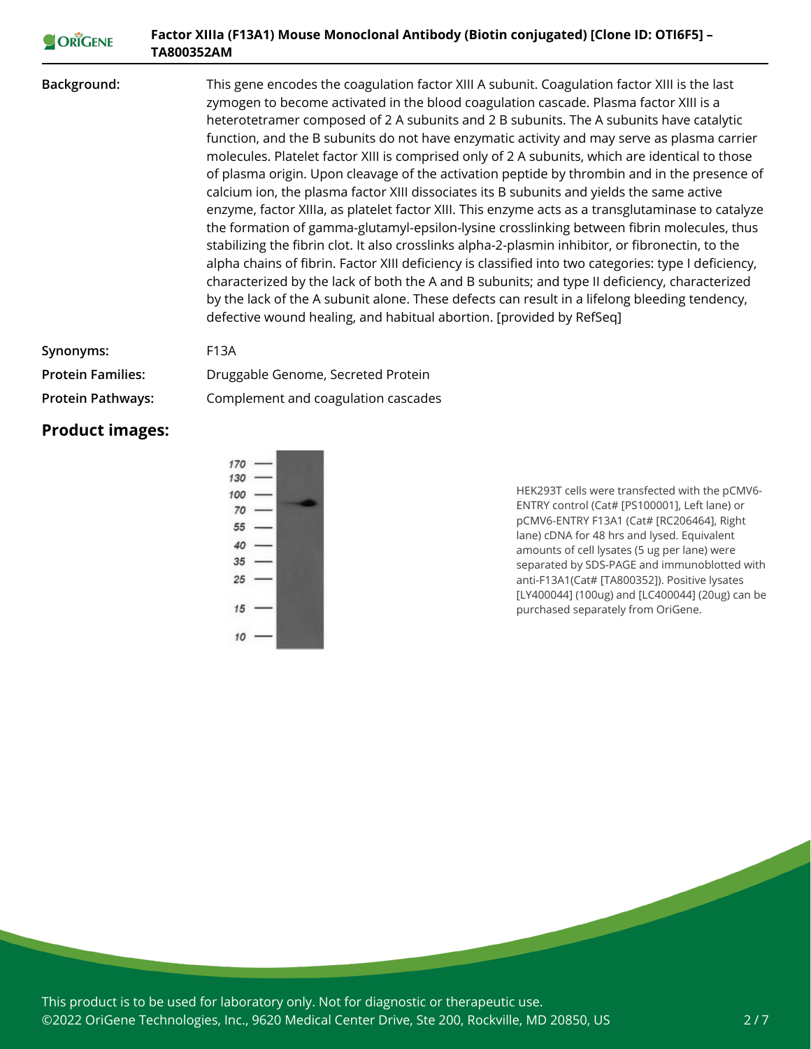| | |
|---|---|
| **Background:** | This gene encodes the coagulation factor XIII A subunit. Coagulation factor XIII is the last zymogen to become activated in the blood coagulation cascade. Plasma factor XIII is a heterotetramer composed of 2 A subunits and 2 B subunits. The A subunits have catalytic function, and the B subunits do not have enzymatic activity and may serve as plasma carrier molecules. Platelet factor XIII is comprised only of 2 A subunits, which are identical to those of plasma origin. Upon cleavage of the activation peptide by thrombin and in the presence of calcium ion, the plasma factor XIII dissociates its B subunits and yields the same active enzyme, factor XIIIa, as platelet factor XIII. This enzyme acts as a transglutaminase to catalyze the formation of gamma-glutamyl-epsilon-lysine crosslinking between fibrin molecules, thus stabilizing the fibrin clot. It also crosslinks alpha-2-plasmin inhibitor, or fibronectin, to the alpha chains of fibrin. Factor XIII deficiency is classified into two categories: type I deficiency, characterized by the lack of both the A and B subunits; and type II deficiency, characterized by the lack of the A subunit alone. These defects can result in a lifelong bleeding tendency, defective wound healing, and habitual abortion. [provided by RefSeq] |
| **Synonyms:** | F13A |
| **Protein Families:** | Druggable Genome, Secreted Protein |
| **Protein Pathways:** | Complement and coagulation cascades |

## Product images:

HEK293T cells were transfected with the pCMV6-ENTRY control (Cat# [PS100001], Left lane) or pCMV6-ENTRY F13A1 (Cat# [RC206464], Right lane) cDNA for 48 hrs and lysed. Equivalent amounts of cell lysates (5 ug per lane) were separated by SDS-PAGE and immunoblotted with anti-F13A1(Cat# [TA800352]). Positive lysates [LY400044] (100ug) and [LC400044] (20ug) can be purchased separately from OriGene.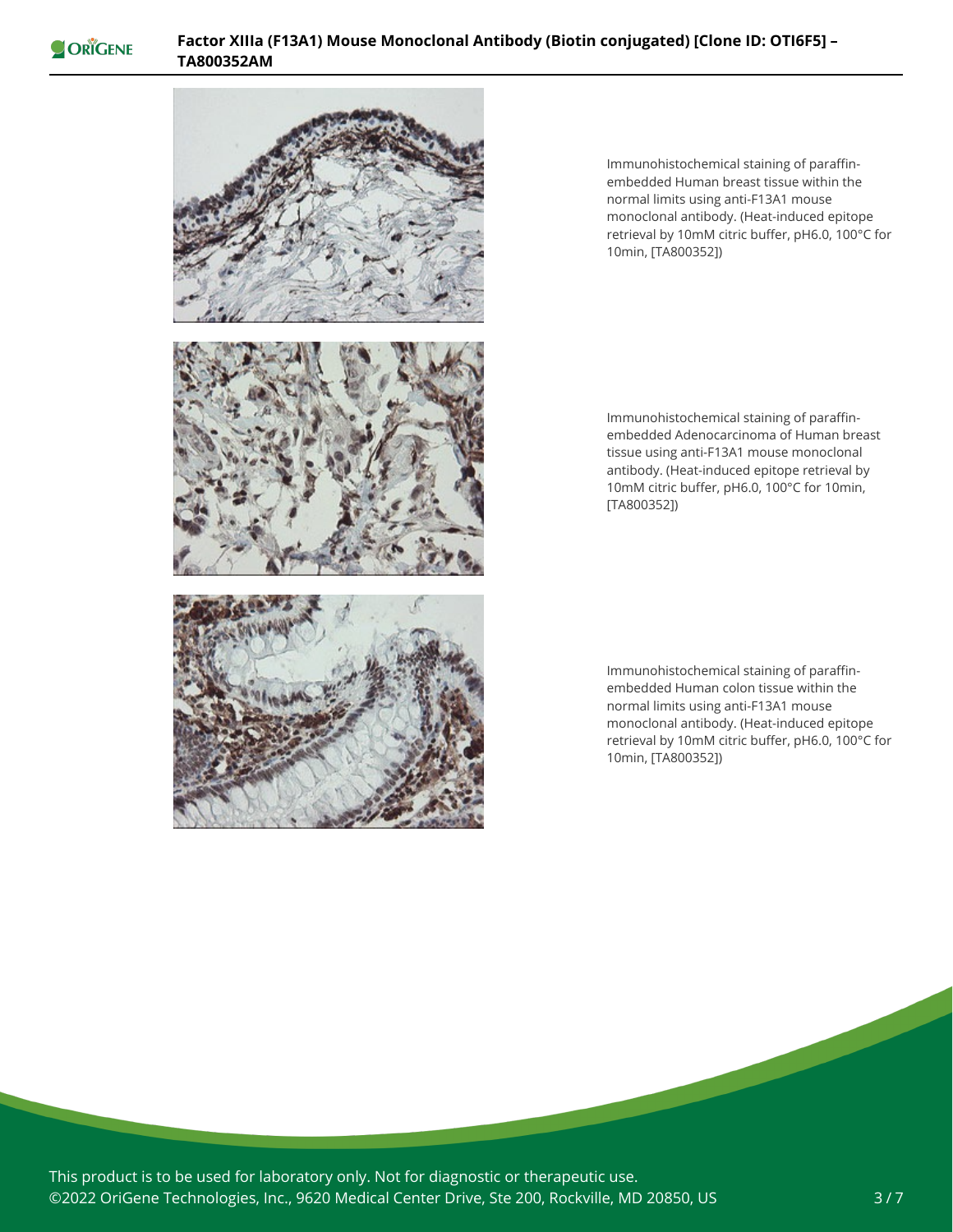Immunohistochemical staining of paraffin-embedded Human breast tissue within the normal limits using anti-F13A1 mouse monoclonal antibody. (Heat-induced epitope retrieval by 10mM citric buffer, pH6.0, 100°C for 10min, [TA800352])

Immunohistochemical staining of paraffin-embedded Adenocarcinoma of Human breast tissue using anti-F13A1 mouse monoclonal antibody. (Heat-induced epitope retrieval by 10mM citric buffer, pH6.0, 100°C for 10min, [TA800352])

Immunohistochemical staining of paraffin-embedded Human colon tissue within the normal limits using anti-F13A1 mouse monoclonal antibody. (Heat-induced epitope retrieval by 10mM citric buffer, pH6.0, 100°C for 10min, [TA800352])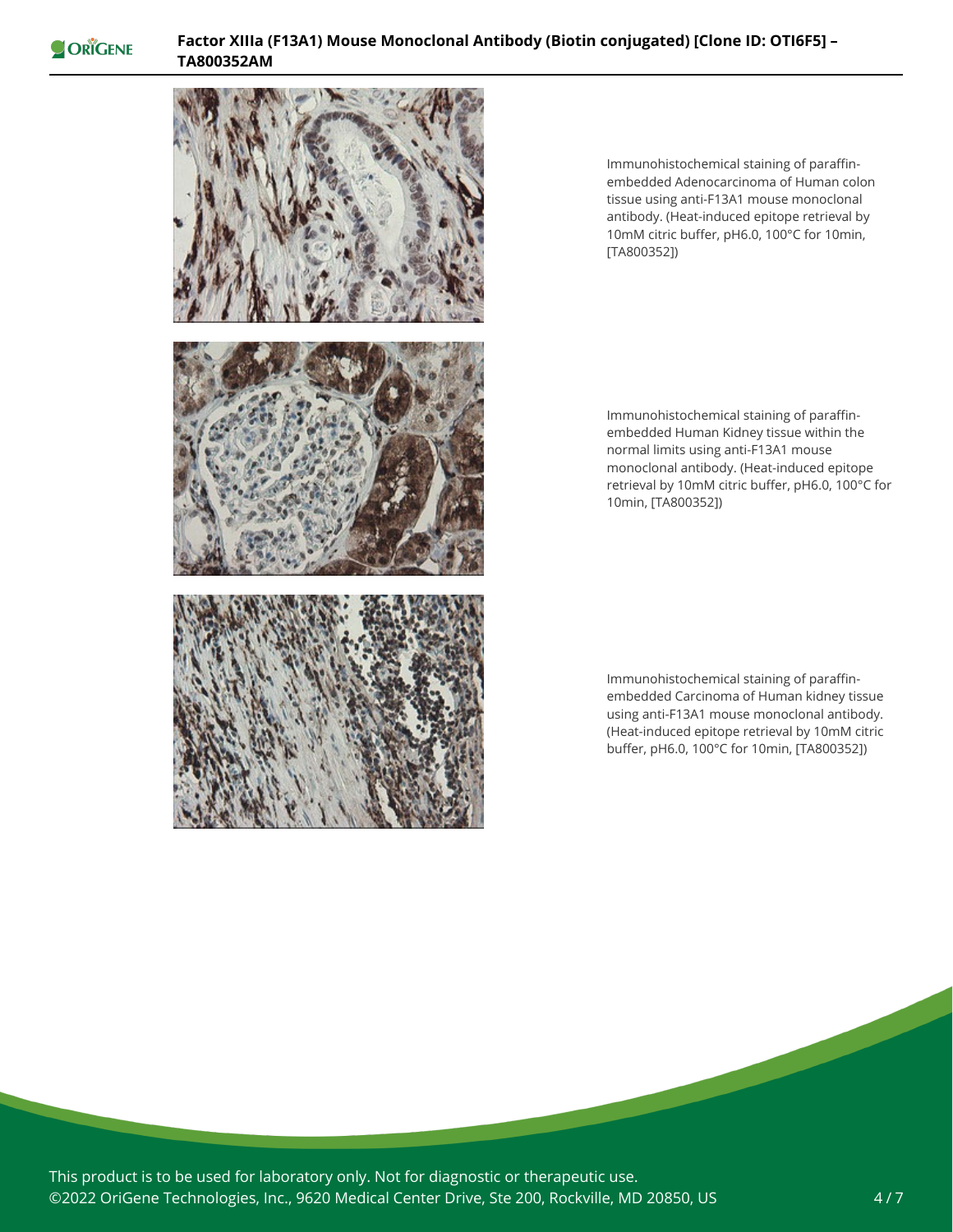Immunohistochemical staining of paraffin-embedded Adenocarcinoma of Human colon tissue using anti-F13A1 mouse monoclonal antibody. (Heat-induced epitope retrieval by 10mM citric buffer, pH6.0, 100°C for 10min, [TA800352])

Immunohistochemical staining of paraffin-embedded Human Kidney tissue within the normal limits using anti-F13A1 mouse monoclonal antibody. (Heat-induced epitope retrieval by 10mM citric buffer, pH6.0, 100°C for 10min, [TA800352])

Immunohistochemical staining of paraffin-embedded Carcinoma of Human kidney tissue using anti-F13A1 mouse monoclonal antibody. (Heat-induced epitope retrieval by 10mM citric buffer, pH6.0, 100°C for 10min, [TA800352])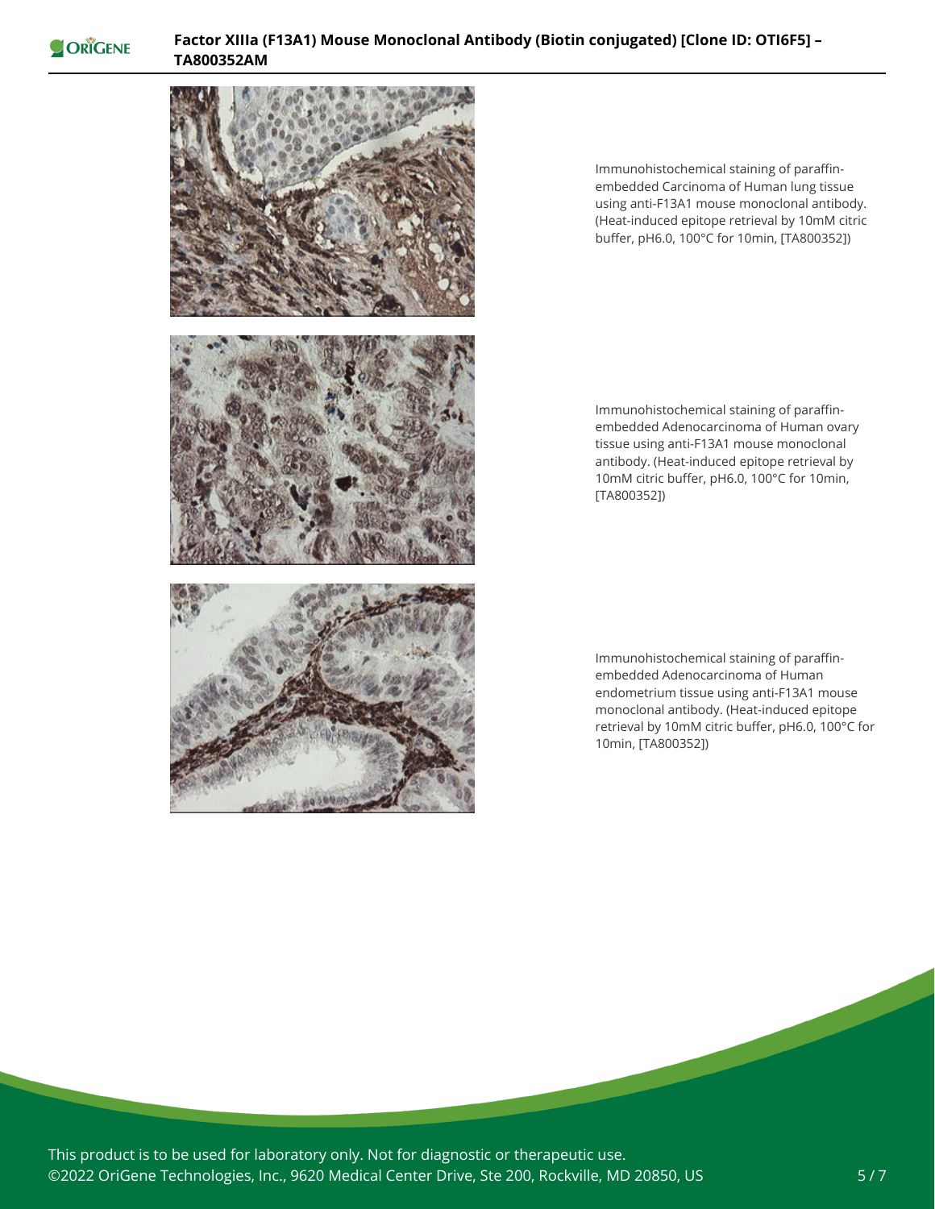Immunohistochemical staining of paraffin-embedded Carcinoma of Human lung tissue using anti-F13A1 mouse monoclonal antibody. (Heat-induced epitope retrieval by 10mM citric buffer, pH6.0, 100°C for 10min, [TA800352])

Immunohistochemical staining of paraffin-embedded Adenocarcinoma of Human ovary tissue using anti-F13A1 mouse monoclonal antibody. (Heat-induced epitope retrieval by 10mM citric buffer, pH6.0, 100°C for 10min, [TA800352])

Immunohistochemical staining of paraffin-embedded Adenocarcinoma of Human endometrium tissue using anti-F13A1 mouse monoclonal antibody. (Heat-induced epitope retrieval by 10mM citric buffer, pH6.0, 100°C for 10min, [TA800352])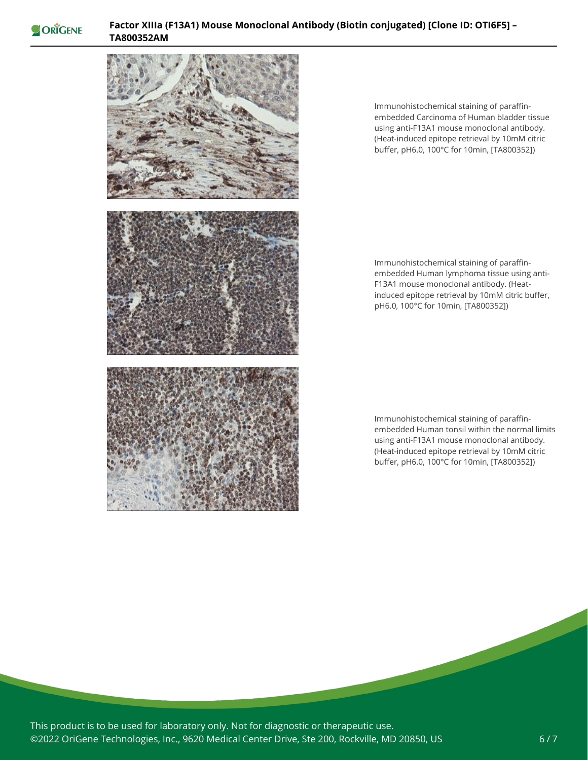Immunohistochemical staining of paraffin-embedded Carcinoma of Human bladder tissue using anti-F13A1 mouse monoclonal antibody. (Heat-induced epitope retrieval by 10mM citric buffer, pH6.0, 100°C for 10min, [TA800352])

Immunohistochemical staining of paraffin-embedded Human lymphoma tissue using anti-F13A1 mouse monoclonal antibody. (Heat-induced epitope retrieval by 10mM citric buffer, pH6.0, 100°C for 10min, [TA800352])

Immunohistochemical staining of paraffin-embedded Human tonsil within the normal limits using anti-F13A1 mouse monoclonal antibody. (Heat-induced epitope retrieval by 10mM citric buffer, pH6.0, 100°C for 10min, [TA800352])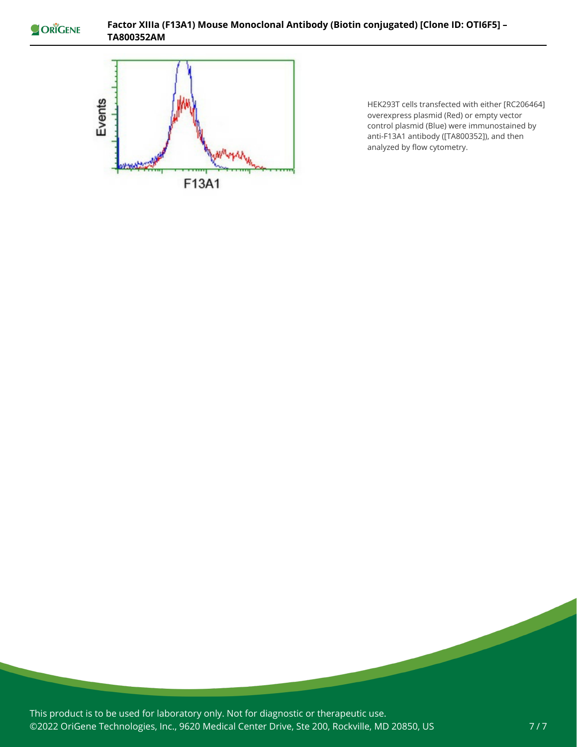Events

F13A1

HEK293T cells transfected with either [RC206464] overexpress plasmid (Red) or empty vector control plasmid (Blue) were immunostained by anti-F13A1 antibody ([TA800352]), and then analyzed by flow cytometry.

This product is to be used for laboratory only. Not for diagnostic or therapeutic use.
©2022 OriGene Technologies, Inc., 9620 Medical Center Drive, Ste 200, Rockville, MD 20850, US